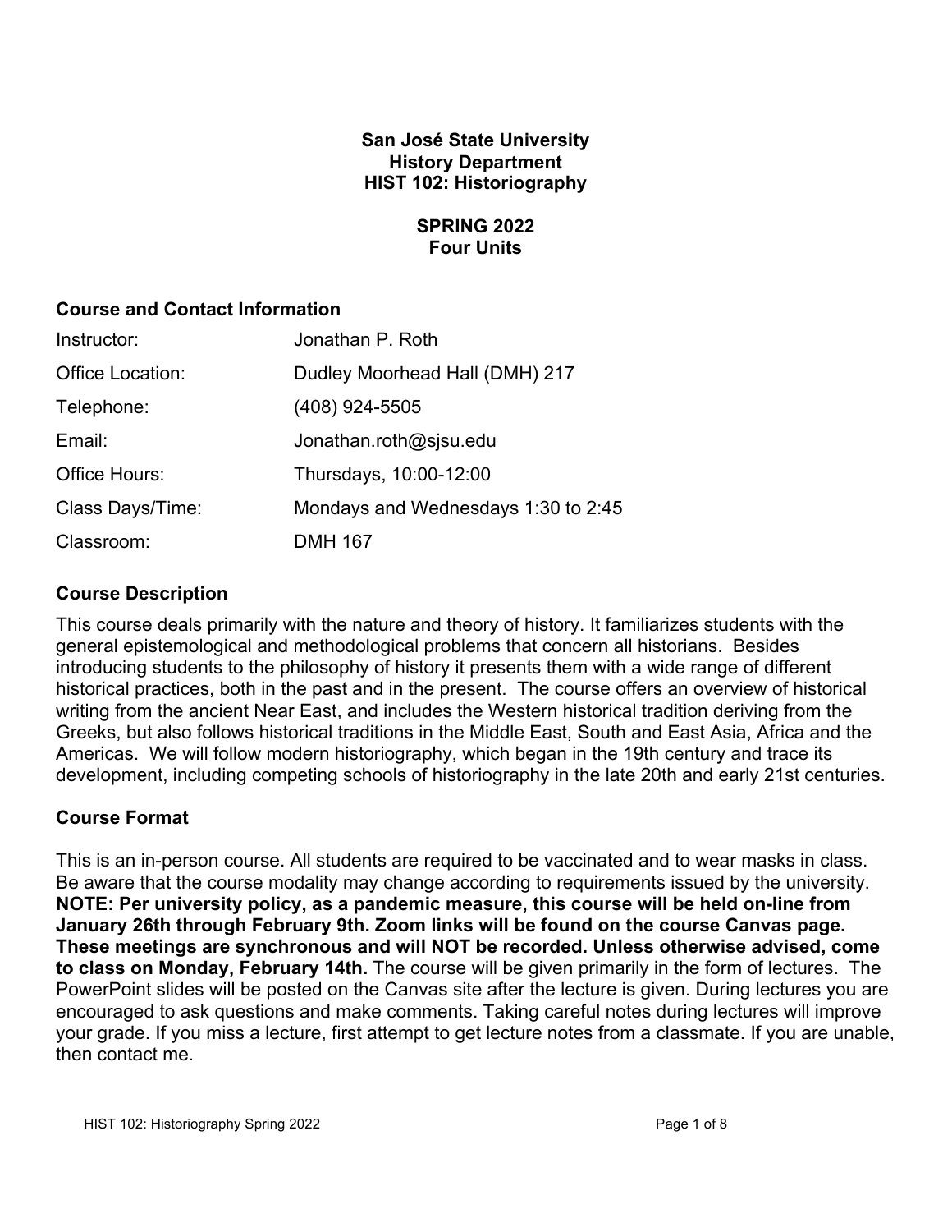**San José State University**
**History Department**
**HIST 102: Historiography**

**SPRING 2022**
**Four Units**

## Course and Contact Information

| | |
|---|---|
| Instructor: | Jonathan P. Roth |
| Office Location: | Dudley Moorhead Hall (DMH) 217 |
| Telephone: | (408) 924-5505 |
| Email: | Jonathan.roth@sjsu.edu |
| Office Hours: | Thursdays, 10:00-12:00 |
| Class Days/Time: | Mondays and Wednesdays 1:30 to 2:45 |
| Classroom: | DMH 167 |

## Course Description

This course deals primarily with the nature and theory of history. It familiarizes students with the general epistemological and methodological problems that concern all historians. Besides introducing students to the philosophy of history it presents them with a wide range of different historical practices, both in the past and in the present. The course offers an overview of historical writing from the ancient Near East, and includes the Western historical tradition deriving from the Greeks, but also follows historical traditions in the Middle East, South and East Asia, Africa and the Americas. We will follow modern historiography, which began in the 19th century and trace its development, including competing schools of historiography in the late 20th and early 21st centuries.

## Course Format

This is an in-person course. All students are required to be vaccinated and to wear masks in class. Be aware that the course modality may change according to requirements issued by the university. **NOTE: Per university policy, as a pandemic measure, this course will be held on-line from January 26th through February 9th. Zoom links will be found on the course Canvas page. These meetings are synchronous and will NOT be recorded. Unless otherwise advised, come to class on Monday, February 14th.** The course will be given primarily in the form of lectures. The PowerPoint slides will be posted on the Canvas site after the lecture is given. During lectures you are encouraged to ask questions and make comments. Taking careful notes during lectures will improve your grade. If you miss a lecture, first attempt to get lecture notes from a classmate. If you are unable, then contact me.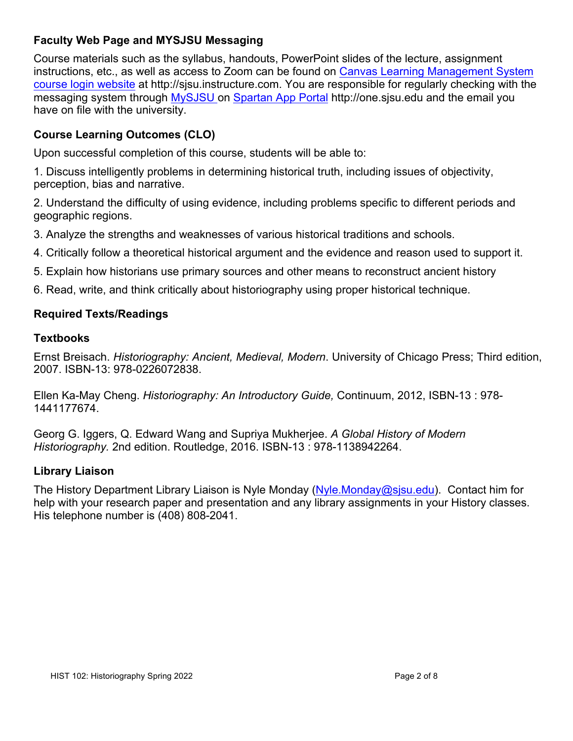### Faculty Web Page and MYSJSU Messaging

Course materials such as the syllabus, handouts, PowerPoint slides of the lecture, assignment instructions, etc., as well as access to Zoom can be found on Canvas Learning Management System course login website at http://sjsu.instructure.com. You are responsible for regularly checking with the messaging system through MySJSU on Spartan App Portal http://one.sjsu.edu and the email you have on file with the university.

### Course Learning Outcomes (CLO)

Upon successful completion of this course, students will be able to:

1. Discuss intelligently problems in determining historical truth, including issues of objectivity, perception, bias and narrative.
2. Understand the difficulty of using evidence, including problems specific to different periods and geographic regions.
3. Analyze the strengths and weaknesses of various historical traditions and schools.
4. Critically follow a theoretical historical argument and the evidence and reason used to support it.
5. Explain how historians use primary sources and other means to reconstruct ancient history
6. Read, write, and think critically about historiography using proper historical technique.

### Required Texts/Readings

### Textbooks

Ernst Breisach. *Historiography: Ancient, Medieval, Modern*. University of Chicago Press; Third edition, 2007. ISBN-13: 978-0226072838.

Ellen Ka-May Cheng. *Historiography: An Introductory Guide,* Continuum, 2012, ISBN-13 : 978-1441177674.

Georg G. Iggers, Q. Edward Wang and Supriya Mukherjee. *A Global History of Modern Historiography.* 2nd edition. Routledge, 2016. ISBN-13 : 978-1138942264.

### Library Liaison

The History Department Library Liaison is Nyle Monday (Nyle.Monday@sjsu.edu). Contact him for help with your research paper and presentation and any library assignments in your History classes. His telephone number is (408) 808-2041.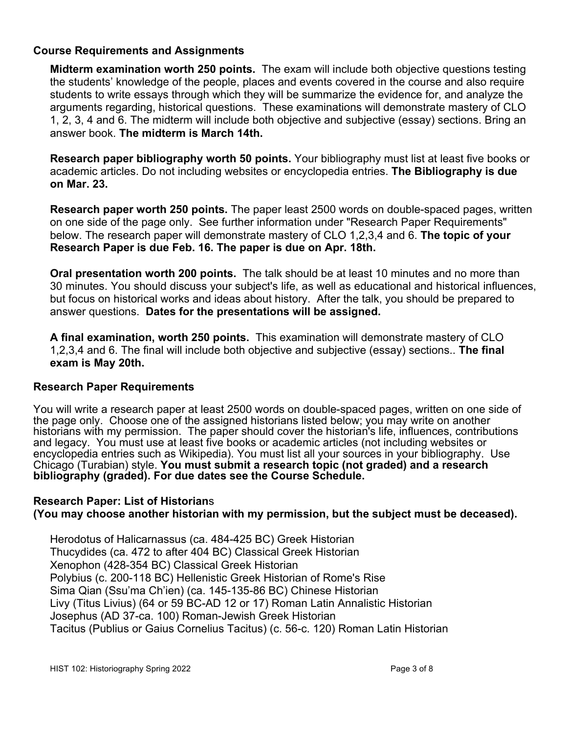### Course Requirements and Assignments

**Midterm examination worth 250 points.** The exam will include both objective questions testing the students' knowledge of the people, places and events covered in the course and also require students to write essays through which they will be summarize the evidence for, and analyze the arguments regarding, historical questions. These examinations will demonstrate mastery of CLO 1, 2, 3, 4 and 6. The midterm will include both objective and subjective (essay) sections. Bring an answer book. **The midterm is March 14th.**

**Research paper bibliography worth 50 points.** Your bibliography must list at least five books or academic articles. Do not including websites or encyclopedia entries. **The Bibliography is due on Mar. 23.**

**Research paper worth 250 points.** The paper least 2500 words on double-spaced pages, written on one side of the page only. See further information under "Research Paper Requirements" below. The research paper will demonstrate mastery of CLO 1,2,3,4 and 6. **The topic of your Research Paper is due Feb. 16. The paper is due on Apr. 18th.**

**Oral presentation worth 200 points.** The talk should be at least 10 minutes and no more than 30 minutes. You should discuss your subject's life, as well as educational and historical influences, but focus on historical works and ideas about history. After the talk, you should be prepared to answer questions. **Dates for the presentations will be assigned.**

**A final examination, worth 250 points.** This examination will demonstrate mastery of CLO 1,2,3,4 and 6. The final will include both objective and subjective (essay) sections.. **The final exam is May 20th.**

### Research Paper Requirements

You will write a research paper at least 2500 words on double-spaced pages, written on one side of the page only. Choose one of the assigned historians listed below; you may write on another historians with my permission. The paper should cover the historian's life, influences, contributions and legacy. You must use at least five books or academic articles (not including websites or encyclopedia entries such as Wikipedia). You must list all your sources in your bibliography. Use Chicago (Turabian) style. **You must submit a research topic (not graded) and a research bibliography (graded). For due dates see the Course Schedule.**

### Research Paper: List of Historians
**(You may choose another historian with my permission, but the subject must be deceased).**

Herodotus of Halicarnassus (ca. 484-425 BC) Greek Historian
Thucydides (ca. 472 to after 404 BC) Classical Greek Historian
Xenophon (428-354 BC) Classical Greek Historian
Polybius (c. 200-118 BC) Hellenistic Greek Historian of Rome's Rise
Sima Qian (Ssu'ma Ch'ien) (ca. 145-135-86 BC) Chinese Historian
Livy (Titus Livius) (64 or 59 BC-AD 12 or 17) Roman Latin Annalistic Historian
Josephus (AD 37-ca. 100) Roman-Jewish Greek Historian
Tacitus (Publius or Gaius Cornelius Tacitus) (c. 56-c. 120) Roman Latin Historian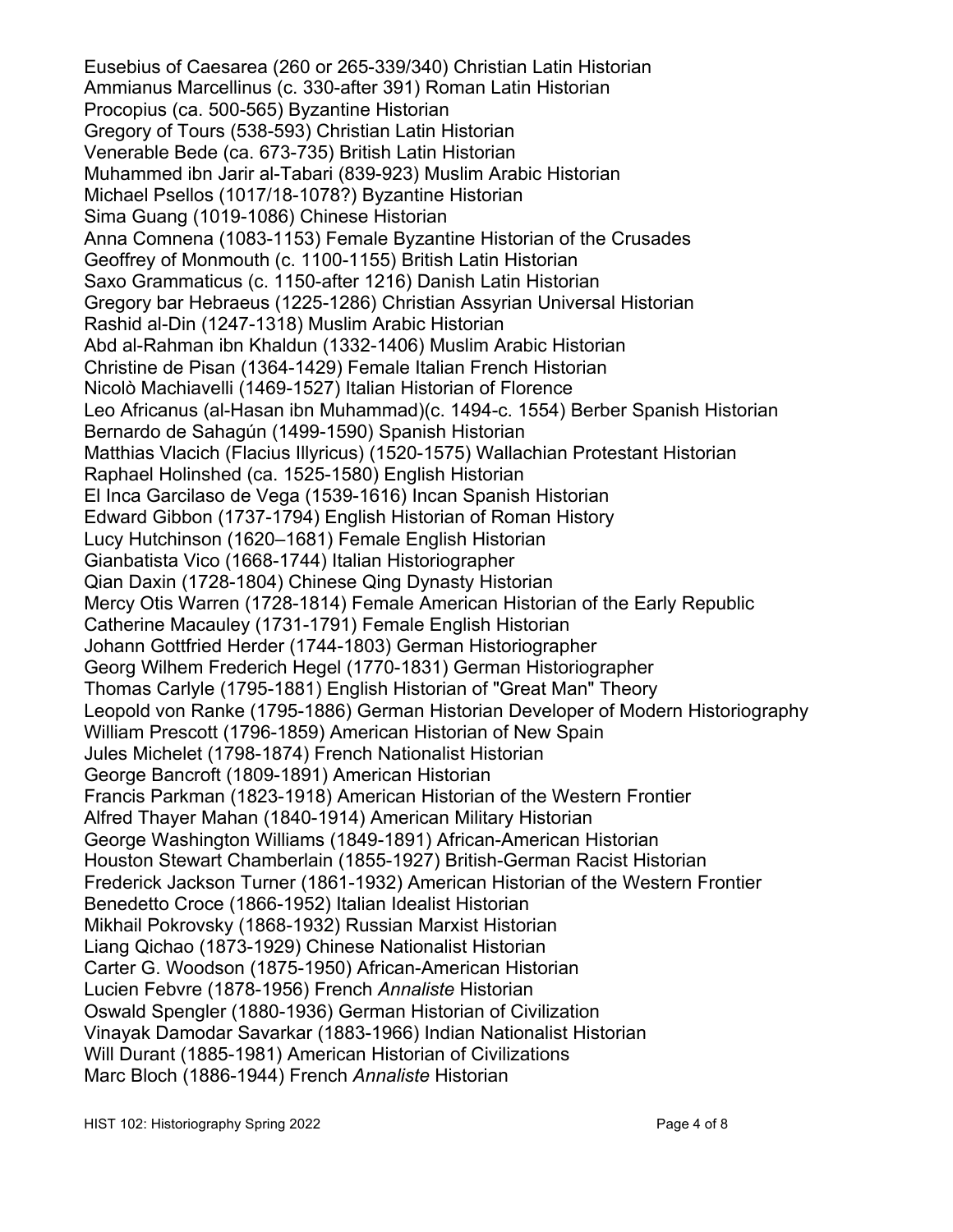Eusebius of Caesarea (260 or 265-339/340) Christian Latin Historian
Ammianus Marcellinus (c. 330-after 391) Roman Latin Historian
Procopius (ca. 500-565) Byzantine Historian
Gregory of Tours (538-593) Christian Latin Historian
Venerable Bede (ca. 673-735) British Latin Historian
Muhammed ibn Jarir al-Tabari (839-923) Muslim Arabic Historian
Michael Psellos (1017/18-1078?) Byzantine Historian
Sima Guang (1019-1086) Chinese Historian
Anna Comnena (1083-1153) Female Byzantine Historian of the Crusades
Geoffrey of Monmouth (c. 1100-1155) British Latin Historian
Saxo Grammaticus (c. 1150-after 1216) Danish Latin Historian
Gregory bar Hebraeus (1225-1286) Christian Assyrian Universal Historian
Rashid al-Din (1247-1318) Muslim Arabic Historian
Abd al-Rahman ibn Khaldun (1332-1406) Muslim Arabic Historian
Christine de Pisan (1364-1429) Female Italian French Historian
Nicolò Machiavelli (1469-1527) Italian Historian of Florence
Leo Africanus (al-Hasan ibn Muhammad)(c. 1494-c. 1554) Berber Spanish Historian
Bernardo de Sahagún (1499-1590) Spanish Historian
Matthias Vlacich (Flacius Illyricus) (1520-1575) Wallachian Protestant Historian
Raphael Holinshed (ca. 1525-1580) English Historian
El Inca Garcilaso de Vega (1539-1616) Incan Spanish Historian
Edward Gibbon (1737-1794) English Historian of Roman History
Lucy Hutchinson (1620–1681) Female English Historian
Gianbatista Vico (1668-1744) Italian Historiographer
Qian Daxin (1728-1804) Chinese Qing Dynasty Historian
Mercy Otis Warren (1728-1814) Female American Historian of the Early Republic
Catherine Macauley (1731-1791) Female English Historian
Johann Gottfried Herder (1744-1803) German Historiographer
Georg Wilhem Frederich Hegel (1770-1831) German Historiographer
Thomas Carlyle (1795-1881) English Historian of "Great Man" Theory
Leopold von Ranke (1795-1886) German Historian Developer of Modern Historiography
William Prescott (1796-1859) American Historian of New Spain
Jules Michelet (1798-1874) French Nationalist Historian
George Bancroft (1809-1891) American Historian
Francis Parkman (1823-1918) American Historian of the Western Frontier
Alfred Thayer Mahan (1840-1914) American Military Historian
George Washington Williams (1849-1891) African-American Historian
Houston Stewart Chamberlain (1855-1927) British-German Racist Historian
Frederick Jackson Turner (1861-1932) American Historian of the Western Frontier
Benedetto Croce (1866-1952) Italian Idealist Historian
Mikhail Pokrovsky (1868-1932) Russian Marxist Historian
Liang Qichao (1873-1929) Chinese Nationalist Historian
Carter G. Woodson (1875-1950) African-American Historian
Lucien Febvre (1878-1956) French *Annaliste* Historian
Oswald Spengler (1880-1936) German Historian of Civilization
Vinayak Damodar Savarkar (1883-1966) Indian Nationalist Historian
Will Durant (1885-1981) American Historian of Civilizations
Marc Bloch (1886-1944) French *Annaliste* Historian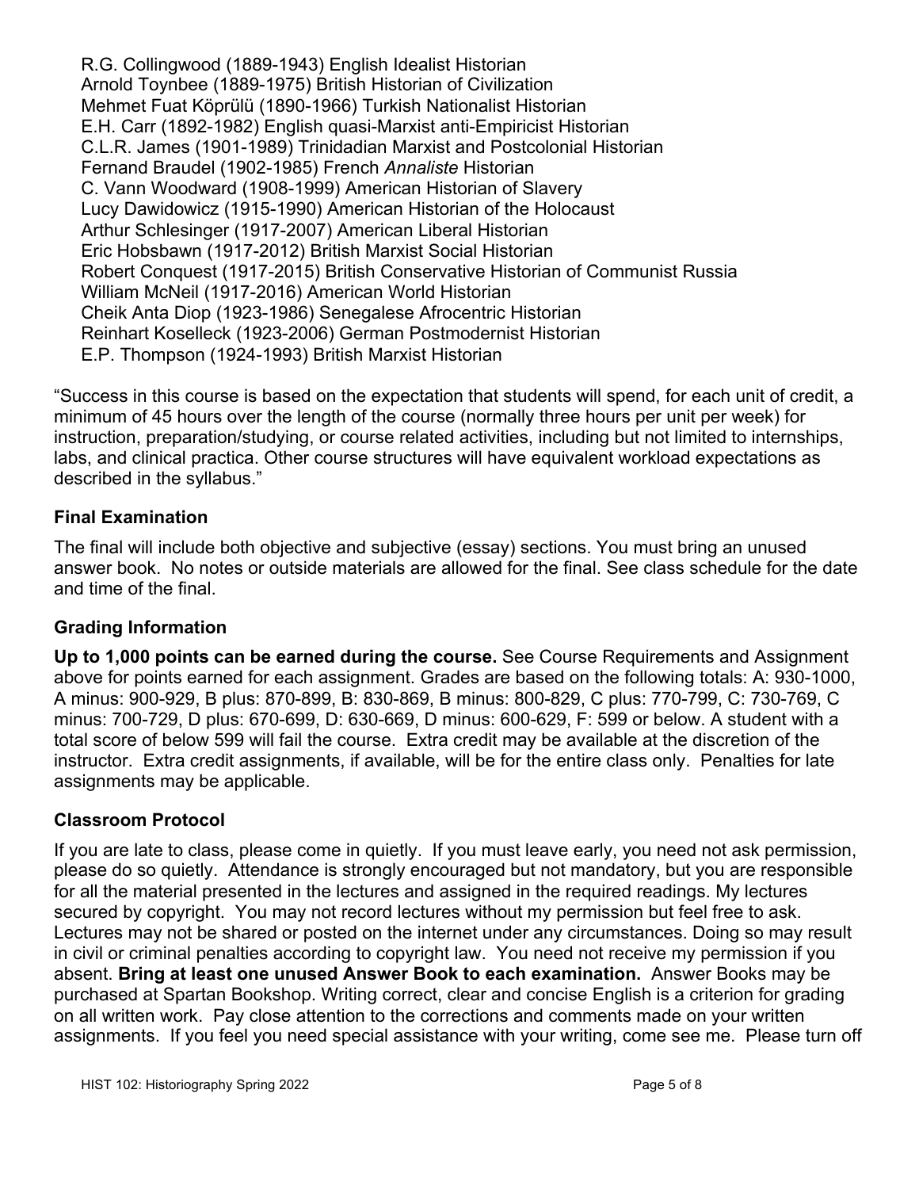R.G. Collingwood (1889-1943) English Idealist Historian
Arnold Toynbee (1889-1975) British Historian of Civilization
Mehmet Fuat Köprülü (1890-1966) Turkish Nationalist Historian
E.H. Carr (1892-1982) English quasi-Marxist anti-Empiricist Historian
C.L.R. James (1901-1989) Trinidadian Marxist and Postcolonial Historian
Fernand Braudel (1902-1985) French *Annaliste* Historian
C. Vann Woodward (1908-1999) American Historian of Slavery
Lucy Dawidowicz (1915-1990) American Historian of the Holocaust
Arthur Schlesinger (1917-2007) American Liberal Historian
Eric Hobsbawn (1917-2012) British Marxist Social Historian
Robert Conquest (1917-2015) British Conservative Historian of Communist Russia
William McNeil (1917-2016) American World Historian
Cheik Anta Diop (1923-1986) Senegalese Afrocentric Historian
Reinhart Koselleck (1923-2006) German Postmodernist Historian
E.P. Thompson (1924-1993) British Marxist Historian

"Success in this course is based on the expectation that students will spend, for each unit of credit, a minimum of 45 hours over the length of the course (normally three hours per unit per week) for instruction, preparation/studying, or course related activities, including but not limited to internships, labs, and clinical practica. Other course structures will have equivalent workload expectations as described in the syllabus."

### Final Examination

The final will include both objective and subjective (essay) sections. You must bring an unused answer book. No notes or outside materials are allowed for the final. See class schedule for the date and time of the final.

### Grading Information

**Up to 1,000 points can be earned during the course.** See Course Requirements and Assignment above for points earned for each assignment. Grades are based on the following totals: A: 930-1000, A minus: 900-929, B plus: 870-899, B: 830-869, B minus: 800-829, C plus: 770-799, C: 730-769, C minus: 700-729, D plus: 670-699, D: 630-669, D minus: 600-629, F: 599 or below. A student with a total score of below 599 will fail the course. Extra credit may be available at the discretion of the instructor. Extra credit assignments, if available, will be for the entire class only. Penalties for late assignments may be applicable.

### Classroom Protocol

If you are late to class, please come in quietly. If you must leave early, you need not ask permission, please do so quietly. Attendance is strongly encouraged but not mandatory, but you are responsible for all the material presented in the lectures and assigned in the required readings. My lectures secured by copyright. You may not record lectures without my permission but feel free to ask. Lectures may not be shared or posted on the internet under any circumstances. Doing so may result in civil or criminal penalties according to copyright law. You need not receive my permission if you absent. **Bring at least one unused Answer Book to each examination.** Answer Books may be purchased at Spartan Bookshop. Writing correct, clear and concise English is a criterion for grading on all written work. Pay close attention to the corrections and comments made on your written assignments. If you feel you need special assistance with your writing, come see me. Please turn off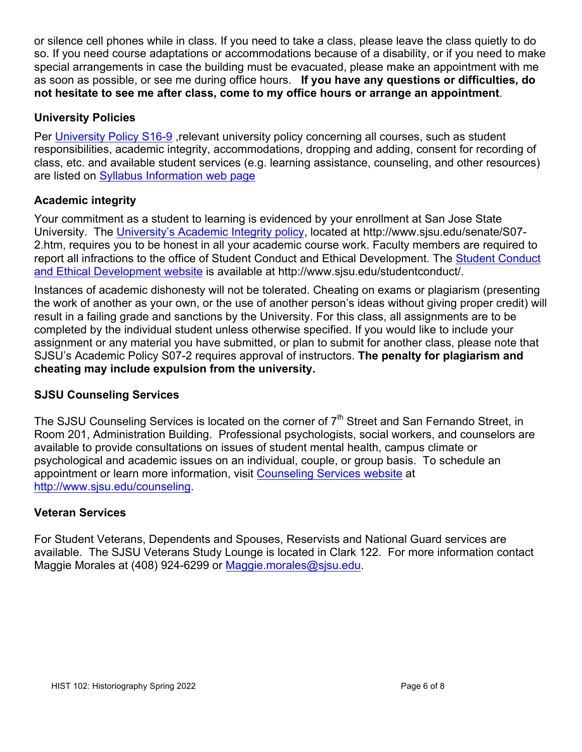or silence cell phones while in class. If you need to take a class, please leave the class quietly to do so. If you need course adaptations or accommodations because of a disability, or if you need to make special arrangements in case the building must be evacuated, please make an appointment with me as soon as possible, or see me during office hours. **If you have any questions or difficulties, do not hesitate to see me after class, come to my office hours or arrange an appointment**.

### University Policies

Per [University Policy S16-9](https://www.sjsu.edu/senate/docs/S16-9.pdf) ,relevant university policy concerning all courses, such as student responsibilities, academic integrity, accommodations, dropping and adding, consent for recording of class, etc. and available student services (e.g. learning assistance, counseling, and other resources) are listed on [Syllabus Information web page](https://www.sjsu.edu/curriculum/courses/syllabus-info.php)

### Academic integrity

Your commitment as a student to learning is evidenced by your enrollment at San Jose State University. The [University's Academic Integrity policy](http://www.sjsu.edu/senate/S07-2.htm), located at http://www.sjsu.edu/senate/S07-2.htm, requires you to be honest in all your academic course work. Faculty members are required to report all infractions to the office of Student Conduct and Ethical Development. The [Student Conduct and Ethical Development website](http://www.sjsu.edu/studentconduct/) is available at http://www.sjsu.edu/studentconduct/.

Instances of academic dishonesty will not be tolerated. Cheating on exams or plagiarism (presenting the work of another as your own, or the use of another person's ideas without giving proper credit) will result in a failing grade and sanctions by the University. For this class, all assignments are to be completed by the individual student unless otherwise specified. If you would like to include your assignment or any material you have submitted, or plan to submit for another class, please note that SJSU's Academic Policy S07-2 requires approval of instructors. **The penalty for plagiarism and cheating may include expulsion from the university.**

### SJSU Counseling Services

The SJSU Counseling Services is located on the corner of 7th Street and San Fernando Street, in Room 201, Administration Building. Professional psychologists, social workers, and counselors are available to provide consultations on issues of student mental health, campus climate or psychological and academic issues on an individual, couple, or group basis. To schedule an appointment or learn more information, visit [Counseling Services website](http://www.sjsu.edu/counseling) at [http://www.sjsu.edu/counseling](http://www.sjsu.edu/counseling).

### Veteran Services

For Student Veterans, Dependents and Spouses, Reservists and National Guard services are available. The SJSU Veterans Study Lounge is located in Clark 122. For more information contact Maggie Morales at (408) 924-6299 or [Maggie.morales@sjsu.edu](mailto:Maggie.morales@sjsu.edu).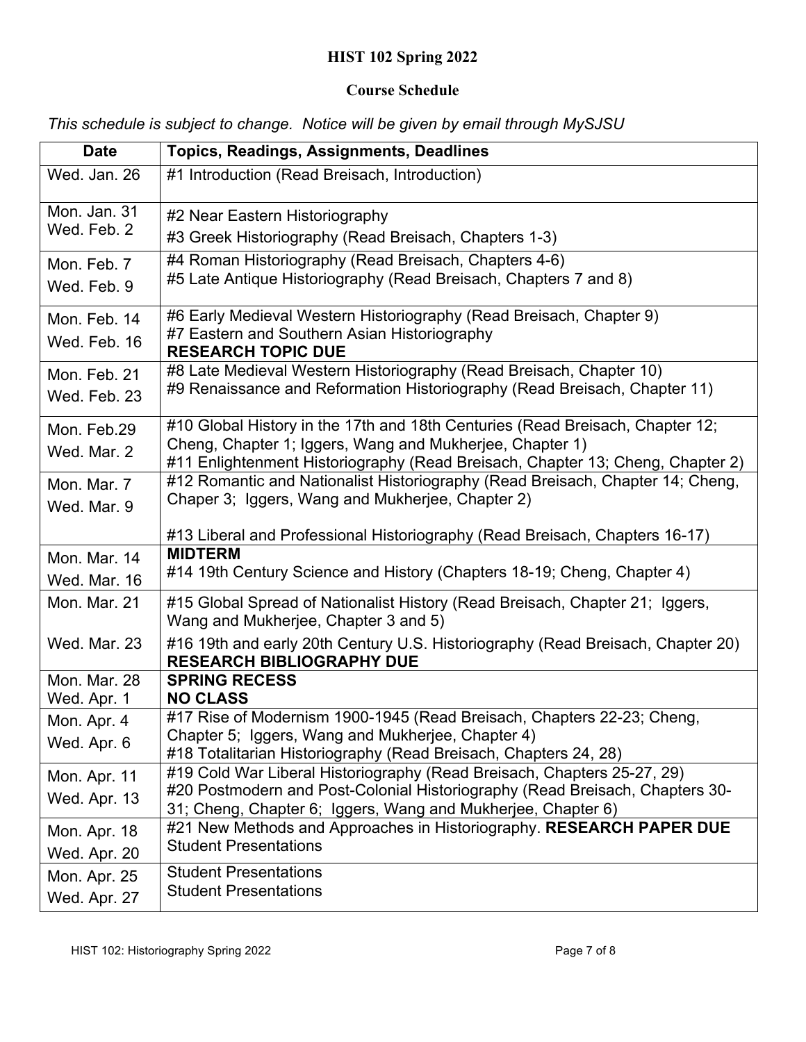**HIST 102 Spring 2022**

**Course Schedule**

*This schedule is subject to change. Notice will be given by email through MySJSU*

| Date | Topics, Readings, Assignments, Deadlines |
|---|---|
| Wed. Jan. 26 | #1 Introduction (Read Breisach, Introduction) |
| Mon. Jan. 31<br>Wed. Feb. 2 | #2 Near Eastern Historiography<br>#3 Greek Historiography (Read Breisach, Chapters 1-3) |
| Mon. Feb. 7<br>Wed. Feb. 9 | #4 Roman Historiography (Read Breisach, Chapters 4-6)<br>#5 Late Antique Historiography (Read Breisach, Chapters 7 and 8) |
| Mon. Feb. 14<br>Wed. Feb. 16 | #6 Early Medieval Western Historiography (Read Breisach, Chapter 9)<br>#7 Eastern and Southern Asian Historiography<br>**RESEARCH TOPIC DUE** |
| Mon. Feb. 21<br>Wed. Feb. 23 | #8 Late Medieval Western Historiography (Read Breisach, Chapter 10)<br>#9 Renaissance and Reformation Historiography (Read Breisach, Chapter 11) |
| Mon. Feb.29<br>Wed. Mar. 2 | #10 Global History in the 17th and 18th Centuries (Read Breisach, Chapter 12; Cheng, Chapter 1; Iggers, Wang and Mukherjee, Chapter 1)<br>#11 Enlightenment Historiography (Read Breisach, Chapter 13; Cheng, Chapter 2) |
| Mon. Mar. 7<br>Wed. Mar. 9 | #12 Romantic and Nationalist Historiography (Read Breisach, Chapter 14; Cheng, Chaper 3; Iggers, Wang and Mukherjee, Chapter 2)<br><br>#13 Liberal and Professional Historiography (Read Breisach, Chapters 16-17) |
| Mon. Mar. 14<br>Wed. Mar. 16 | **MIDTERM**<br>#14 19th Century Science and History (Chapters 18-19; Cheng, Chapter 4) |
| Mon. Mar. 21<br><br>Wed. Mar. 23 | #15 Global Spread of Nationalist History (Read Breisach, Chapter 21; Iggers, Wang and Mukherjee, Chapter 3 and 5)<br>#16 19th and early 20th Century U.S. Historiography (Read Breisach, Chapter 20)<br>**RESEARCH BIBLIOGRAPHY DUE** |
| Mon. Mar. 28<br>Wed. Apr. 1 | **SPRING RECESS**<br>**NO CLASS** |
| Mon. Apr. 4<br>Wed. Apr. 6 | #17 Rise of Modernism 1900-1945 (Read Breisach, Chapters 22-23; Cheng, Chapter 5; Iggers, Wang and Mukherjee, Chapter 4)<br>#18 Totalitarian Historiography (Read Breisach, Chapters 24, 28) |
| Mon. Apr. 11<br>Wed. Apr. 13 | #19 Cold War Liberal Historiography (Read Breisach, Chapters 25-27, 29)<br>#20 Postmodern and Post-Colonial Historiography (Read Breisach, Chapters 30-31; Cheng, Chapter 6; Iggers, Wang and Mukherjee, Chapter 6) |
| Mon. Apr. 18<br>Wed. Apr. 20 | #21 New Methods and Approaches in Historiography. **RESEARCH PAPER DUE**<br>Student Presentations |
| Mon. Apr. 25<br>Wed. Apr. 27 | Student Presentations<br>Student Presentations |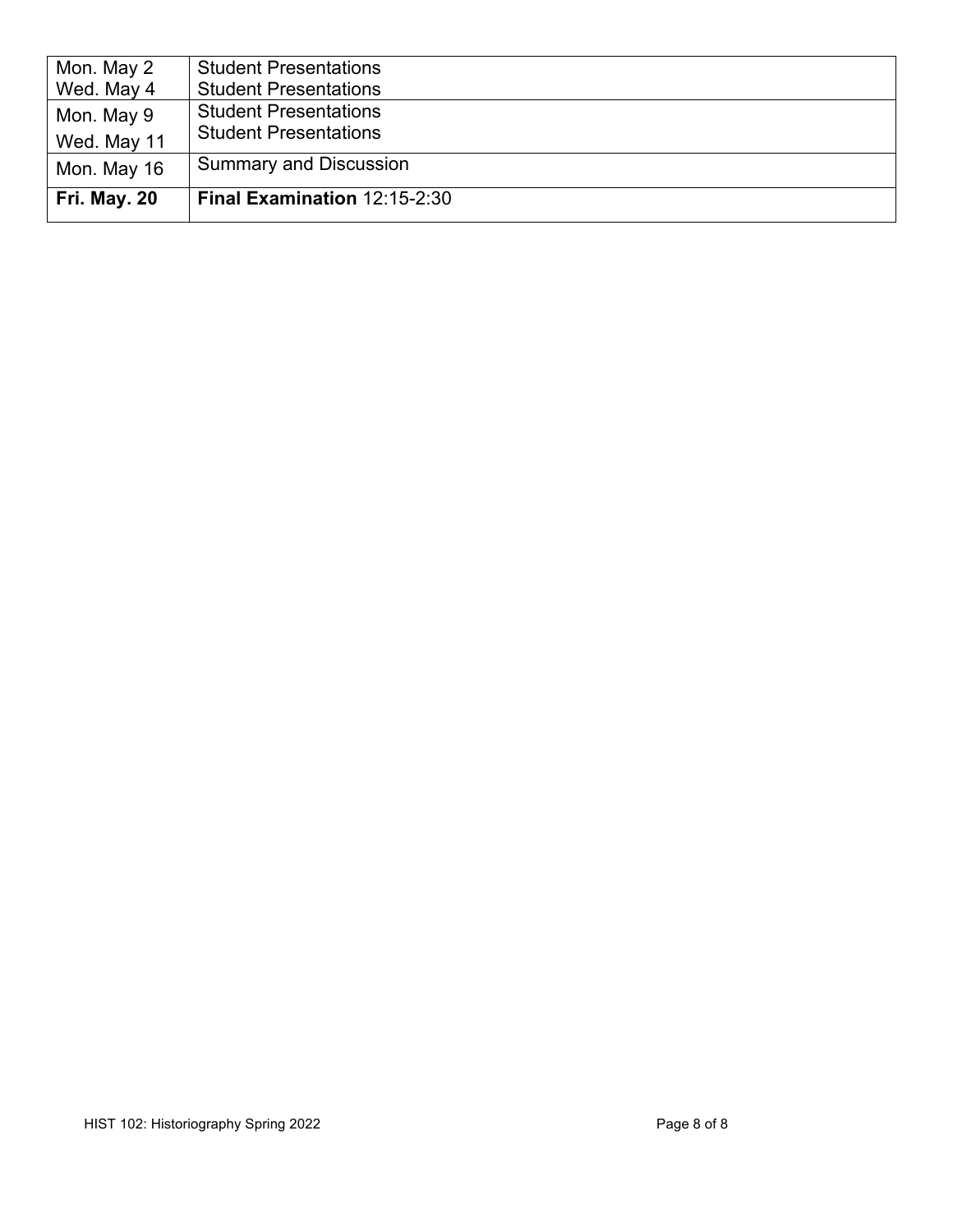| | |
|---|---|
| Mon. May 2 | Student Presentations |
| Wed. May 4 | Student Presentations |
| Mon. May 9 | Student Presentations |
| Wed. May 11 | Student Presentations |
| Mon. May 16 | Summary and Discussion |
| **Fri. May. 20** | **Final Examination** 12:15-2:30 |